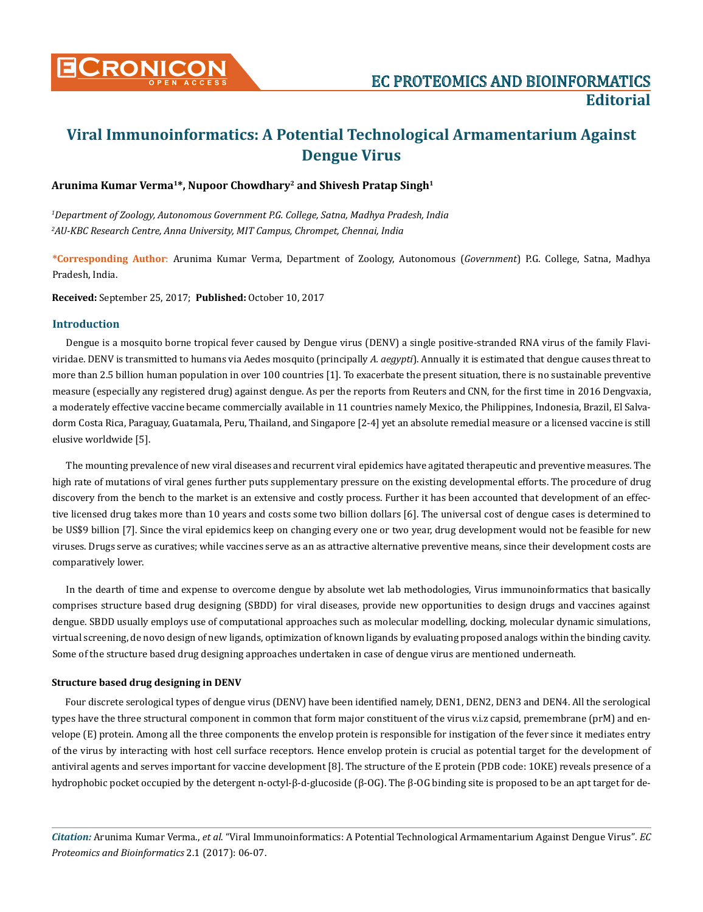# Viral Immunoinformatics: A Potential Technological Armamentarium Against Dengue Virus

**Arunima Kumar Verma[1]\*, Nupoor Chowdhary[2] and Shivesh Pratap Singh[1]**

*[1]Department of Zoology, Autonomous Government P.G. College, Satna, Madhya Pradesh, India*
*[2]AU-KBC Research Centre, Anna University, MIT Campus, Chrompet, Chennai, India*

**\*Corresponding Author**: Arunima Kumar Verma, Department of Zoology, Autonomous (*Government*) P.G. College, Satna, Madhya Pradesh, India.

**Received:** September 25, 2017; **Published:** October 10, 2017

## Introduction

Dengue is a mosquito borne tropical fever caused by Dengue virus (DENV) a single positive-stranded RNA virus of the family Flaviviridae. DENV is transmitted to humans via Aedes mosquito (principally *A. aegypti*). Annually it is estimated that dengue causes threat to more than 2.5 billion human population in over 100 countries [1]. To exacerbate the present situation, there is no sustainable preventive measure (especially any registered drug) against dengue. As per the reports from Reuters and CNN, for the first time in 2016 Dengvaxia, a moderately effective vaccine became commercially available in 11 countries namely Mexico, the Philippines, Indonesia, Brazil, El Salvadorm Costa Rica, Paraguay, Guatamala, Peru, Thailand, and Singapore [2-4] yet an absolute remedial measure or a licensed vaccine is still elusive worldwide [5].

The mounting prevalence of new viral diseases and recurrent viral epidemics have agitated therapeutic and preventive measures. The high rate of mutations of viral genes further puts supplementary pressure on the existing developmental efforts. The procedure of drug discovery from the bench to the market is an extensive and costly process. Further it has been accounted that development of an effective licensed drug takes more than 10 years and costs some two billion dollars [6]. The universal cost of dengue cases is determined to be US$9 billion [7]. Since the viral epidemics keep on changing every one or two year, drug development would not be feasible for new viruses. Drugs serve as curatives; while vaccines serve as an as attractive alternative preventive means, since their development costs are comparatively lower.

In the dearth of time and expense to overcome dengue by absolute wet lab methodologies, Virus immunoinformatics that basically comprises structure based drug designing (SBDD) for viral diseases, provide new opportunities to design drugs and vaccines against dengue. SBDD usually employs use of computational approaches such as molecular modelling, docking, molecular dynamic simulations, virtual screening, de novo design of new ligands, optimization of known ligands by evaluating proposed analogs within the binding cavity. Some of the structure based drug designing approaches undertaken in case of dengue virus are mentioned underneath.

### Structure based drug designing in DENV

Four discrete serological types of dengue virus (DENV) have been identified namely, DEN1, DEN2, DEN3 and DEN4. All the serological types have the three structural component in common that form major constituent of the virus v.i.z capsid, premembrane (prM) and envelope (E) protein. Among all the three components the envelop protein is responsible for instigation of the fever since it mediates entry of the virus by interacting with host cell surface receptors. Hence envelop protein is crucial as potential target for the development of antiviral agents and serves important for vaccine development [8]. The structure of the E protein (PDB code: 1OKE) reveals presence of a hydrophobic pocket occupied by the detergent n-octyl-β-d-glucoside (β-OG). The β-OG binding site is proposed to be an apt target for de-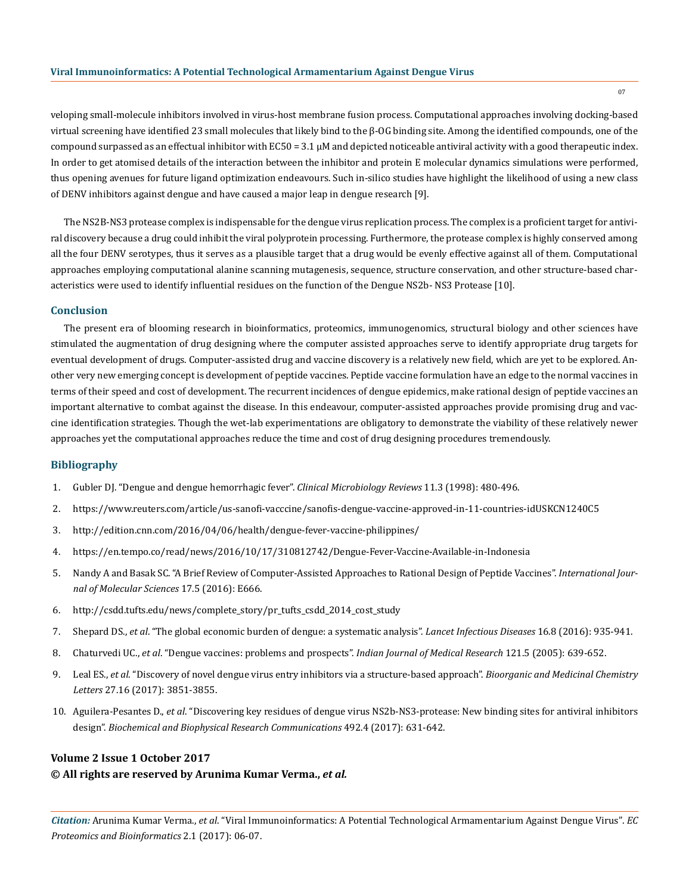veloping small-molecule inhibitors involved in virus-host membrane fusion process. Computational approaches involving docking-based virtual screening have identified 23 small molecules that likely bind to the β-OG binding site. Among the identified compounds, one of the compound surpassed as an effectual inhibitor with EC50 = 3.1 μM and depicted noticeable antiviral activity with a good therapeutic index. In order to get atomised details of the interaction between the inhibitor and protein E molecular dynamics simulations were performed, thus opening avenues for future ligand optimization endeavours. Such in-silico studies have highlight the likelihood of using a new class of DENV inhibitors against dengue and have caused a major leap in dengue research [9].

The NS2B-NS3 protease complex is indispensable for the dengue virus replication process. The complex is a proficient target for antiviral discovery because a drug could inhibit the viral polyprotein processing. Furthermore, the protease complex is highly conserved among all the four DENV serotypes, thus it serves as a plausible target that a drug would be evenly effective against all of them. Computational approaches employing computational alanine scanning mutagenesis, sequence, structure conservation, and other structure-based characteristics were used to identify influential residues on the function of the Dengue NS2b- NS3 Protease [10].

## Conclusion

The present era of blooming research in bioinformatics, proteomics, immunogenomics, structural biology and other sciences have stimulated the augmentation of drug designing where the computer assisted approaches serve to identify appropriate drug targets for eventual development of drugs. Computer-assisted drug and vaccine discovery is a relatively new field, which are yet to be explored. Another very new emerging concept is development of peptide vaccines. Peptide vaccine formulation have an edge to the normal vaccines in terms of their speed and cost of development. The recurrent incidences of dengue epidemics, make rational design of peptide vaccines an important alternative to combat against the disease. In this endeavour, computer-assisted approaches provide promising drug and vaccine identification strategies. Though the wet-lab experimentations are obligatory to demonstrate the viability of these relatively newer approaches yet the computational approaches reduce the time and cost of drug designing procedures tremendously.

## Bibliography

1. Gubler DJ. "Dengue and dengue hemorrhagic fever". *Clinical Microbiology Reviews* 11.3 (1998): 480-496.
2. https://www.reuters.com/article/us-sanofi-vacccine/sanofis-dengue-vaccine-approved-in-11-countries-idUSKCN1240C5
3. http://edition.cnn.com/2016/04/06/health/dengue-fever-vaccine-philippines/
4. https://en.tempo.co/read/news/2016/10/17/310812742/Dengue-Fever-Vaccine-Available-in-Indonesia
5. Nandy A and Basak SC. "A Brief Review of Computer-Assisted Approaches to Rational Design of Peptide Vaccines". *International Journal of Molecular Sciences* 17.5 (2016): E666.
6. http://csdd.tufts.edu/news/complete_story/pr_tufts_csdd_2014_cost_study
7. Shepard DS., *et al*. "The global economic burden of dengue: a systematic analysis". *Lancet Infectious Diseases* 16.8 (2016): 935-941.
8. Chaturvedi UC., *et al*. "Dengue vaccines: problems and prospects". *Indian Journal of Medical Research* 121.5 (2005): 639-652.
9. Leal ES., *et al*. "Discovery of novel dengue virus entry inhibitors via a structure-based approach". *Bioorganic and Medicinal Chemistry Letters* 27.16 (2017): 3851-3855.
10. Aguilera-Pesantes D., *et al*. "Discovering key residues of dengue virus NS2b-NS3-protease: New binding sites for antiviral inhibitors design". *Biochemical and Biophysical Research Communications* 492.4 (2017): 631-642.

**Volume 2 Issue 1 October 2017**
**© All rights are reserved by Arunima Kumar Verma., *et al.***